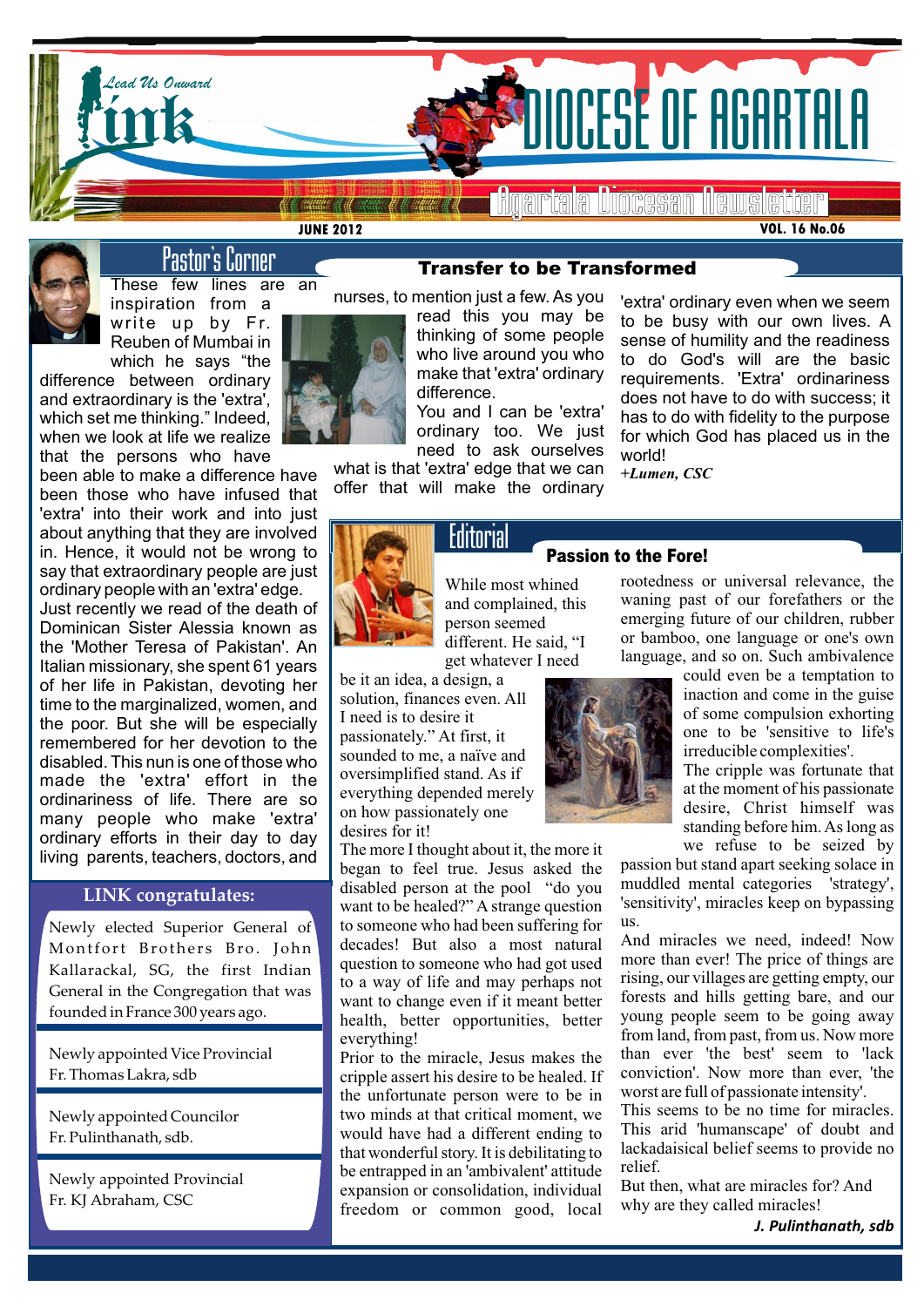# Link — Lead Us Onward

## DIOCESE OF AGARTALA

Agartala Diocesan Newsletter

JUNE 2012 — VOL. 16 No.06

## Pastor's Corner

### Transfer to be Transformed

These few lines are an inspiration from a write up by Fr. Reuben of Mumbai in which he says "the difference between ordinary and extraordinary is the 'extra', which set me thinking." Indeed, when we look at life we realize that the persons who have been able to make a difference have been those who have infused that 'extra' into their work and into just about anything that they are involved in. Hence, it would not be wrong to say that extraordinary people are just ordinary people with an 'extra' edge. Just recently we read of the death of Dominican Sister Alessia known as the 'Mother Teresa of Pakistan'. An Italian missionary, she spent 61 years of her life in Pakistan, devoting her time to the marginalized, women, and the poor. But she will be especially remembered for her devotion to the disabled. This nun is one of those who made the 'extra' effort in the ordinariness of life. There are so many people who make 'extra' ordinary efforts in their day to day living parents, teachers, doctors, and nurses, to mention just a few. As you read this you may be thinking of some people who live around you who make that 'extra' ordinary difference.

You and I can be 'extra' ordinary too. We just need to ask ourselves what is that 'extra' edge that we can offer that will make the ordinary 'extra' ordinary even when we seem to be busy with our own lives. A sense of humility and the readiness to do God's will are the basic requirements. 'Extra' ordinariness does not have to do with success; it has to do with fidelity to the purpose for which God has placed us in the world!

*+Lumen, CSC*

## LINK congratulates:

Newly elected Superior General of Montfort Brothers Bro. John Kallarackal, SG, the first Indian General in the Congregation that was founded in France 300 years ago.

Newly appointed Vice Provincial Fr. Thomas Lakra, sdb

Newly appointed Councilor Fr. Pulinthanath, sdb.

Newly appointed Provincial Fr. KJ Abraham, CSC

## Editorial

### Passion to the Fore!

While most whined and complained, this person seemed different. He said, "I get whatever I need be it an idea, a design, a solution, finances even. All I need is to desire it passionately." At first, it sounded to me, a naïve and oversimplified stand. As if everything depended merely on how passionately one desires for it!

The more I thought about it, the more it began to feel true. Jesus asked the disabled person at the pool "do you want to be healed?" A strange question to someone who had been suffering for decades! But also a most natural question to someone who had got used to a way of life and may perhaps not want to change even if it meant better health, better opportunities, better everything!

Prior to the miracle, Jesus makes the cripple assert his desire to be healed. If the unfortunate person were to be in two minds at that critical moment, we would have had a different ending to that wonderful story. It is debilitating to be entrapped in an 'ambivalent' attitude expansion or consolidation, individual freedom or common good, local rootedness or universal relevance, the waning past of our forefathers or the emerging future of our children, rubber or bamboo, one language or one's own language, and so on. Such ambivalence could even be a temptation to inaction and come in the guise of some compulsion exhorting one to be 'sensitive to life's irreducible complexities'.

The cripple was fortunate that at the moment of his passionate desire, Christ himself was standing before him. As long as we refuse to be seized by passion but stand apart seeking solace in muddled mental categories 'strategy', 'sensitivity', miracles keep on bypassing us.

And miracles we need, indeed! Now more than ever! The price of things are rising, our villages are getting empty, our forests and hills getting bare, and our young people seem to be going away from land, from past, from us. Now more than ever 'the best' seem to 'lack conviction'. Now more than ever, 'the worst are full of passionate intensity'.

This seems to be no time for miracles. This arid 'humanscape' of doubt and lackadaisical belief seems to provide no relief.

But then, what are miracles for? And why are they called miracles!

***J. Pulinthanath, sdb***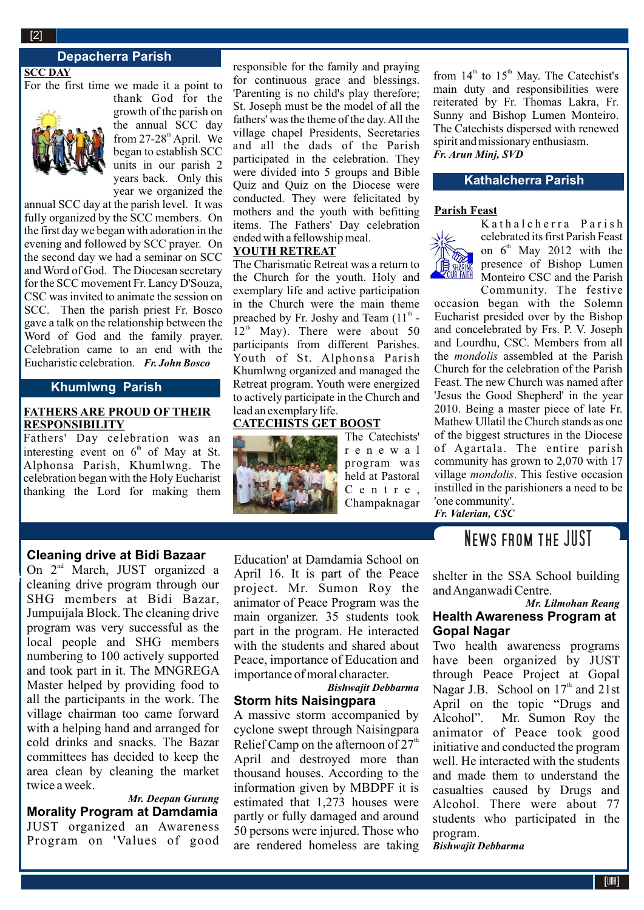## Depacherra Parish

**SCC DAY**

For the first time we made it a point to thank God for the growth of the parish on the annual SCC day from 27-28[th] April. We began to establish SCC units in our parish 2 years back. Only this year we organized the annual SCC day at the parish level. It was fully organized by the SCC members. On the first day we began with adoration in the evening and followed by SCC prayer. On the second day we had a seminar on SCC and Word of God. The Diocesan secretary for the SCC movement Fr. Lancy D'Souza, CSC was invited to animate the session on SCC. Then the parish priest Fr. Bosco gave a talk on the relationship between the Word of God and the family prayer. Celebration came to an end with the Eucharistic celebration. ***Fr. John Bosco***

## Khumlwng Parish

**FATHERS ARE PROUD OF THEIR RESPONSIBILITY**

Fathers' Day celebration was an interesting event on 6[th] of May at St. Alphonsa Parish, Khumlwng. The celebration began with the Holy Eucharist thanking the Lord for making them responsible for the family and praying for continuous grace and blessings. 'Parenting is no child's play therefore; St. Joseph must be the model of all the fathers' was the theme of the day. All the village chapel Presidents, Secretaries and all the dads of the Parish participated in the celebration. They were divided into 5 groups and Bible Quiz and Quiz on the Diocese were conducted. They were felicitated by mothers and the youth with befitting items. The Fathers' Day celebration ended with a fellowship meal.

**YOUTH RETREAT**

The Charismatic Retreat was a return to the Church for the youth. Holy and exemplary life and active participation in the Church were the main theme preached by Fr. Joshy and Team (11[th] - 12[th] May). There were about 50 participants from different Parishes. Youth of St. Alphonsa Parish Khumlwng organized and managed the Retreat program. Youth were energized to actively participate in the Church and lead an exemplary life.

**CATECHISTS GET BOOST**

The Catechists' renewal program was held at Pastoral Centre, Champaknagar from 14[th] to 15[th] May. The Catechist's main duty and responsibilities were reiterated by Fr. Thomas Lakra, Fr. Sunny and Bishop Lumen Monteiro. The Catechists dispersed with renewed spirit and missionary enthusiasm.

***Fr. Arun Minj, SVD***

## Kathalcherra Parish

**Parish Feast**

Kathalcherra Parish celebrated its first Parish Feast on 6[th] May 2012 with the presence of Bishop Lumen Monteiro CSC and the Parish Community. The festive occasion began with the Solemn Eucharist presided over by the Bishop and concelebrated by Frs. P. V. Joseph and Lourdhu, CSC. Members from all the *mondolis* assembled at the Parish Church for the celebration of the Parish Feast. The new Church was named after 'Jesus the Good Shepherd' in the year 2010. Being a master piece of late Fr. Mathew Ullatil the Church stands as one of the biggest structures in the Diocese of Agartala. The entire parish community has grown to 2,070 with 17 village *mondolis*. This festive occasion instilled in the parishioners a need to be 'one community'.

***Fr. Valerian, CSC***

# NEWS FROM THE JUST

### Cleaning drive at Bidi Bazaar

On 2[nd] March, JUST organized a cleaning drive program through our SHG members at Bidi Bazar, Jumpuijala Block. The cleaning drive program was very successful as the local people and SHG members numbering to 100 actively supported and took part in it. The MNGREGA Master helped by providing food to all the participants in the work. The village chairman too came forward with a helping hand and arranged for cold drinks and snacks. The Bazar committees has decided to keep the area clean by cleaning the market twice a week.

***Mr. Deepan Gurung***

### Morality Program at Damdamia

JUST organized an Awareness Program on 'Values of good Education' at Damdamia School on April 16. It is part of the Peace project. Mr. Sumon Roy the animator of Peace Program was the main organizer. 35 students took part in the program. He interacted with the students and shared about Peace, importance of Education and importance of moral character.

***Bishwajit Debbarma***

### Storm hits Naisingpara

A massive storm accompanied by cyclone swept through Naisingpara Relief Camp on the afternoon of 27[th] April and destroyed more than thousand houses. According to the information given by MBDPF it is estimated that 1,273 houses were partly or fully damaged and around 50 persons were injured. Those who are rendered homeless are taking shelter in the SSA School building and Anganwadi Centre.

***Mr. Lilmohan Reang***

### Health Awareness Program at Gopal Nagar

Two health awareness programs have been organized by JUST through Peace Project at Gopal Nagar J.B. School on 17[th] and 21st April on the topic "Drugs and Alcohol". Mr. Sumon Roy the animator of Peace took good initiative and conducted the program well. He interacted with the students and made them to understand the casualties caused by Drugs and Alcohol. There were about 77 students who participated in the program.

***Bishwajit Debbarma***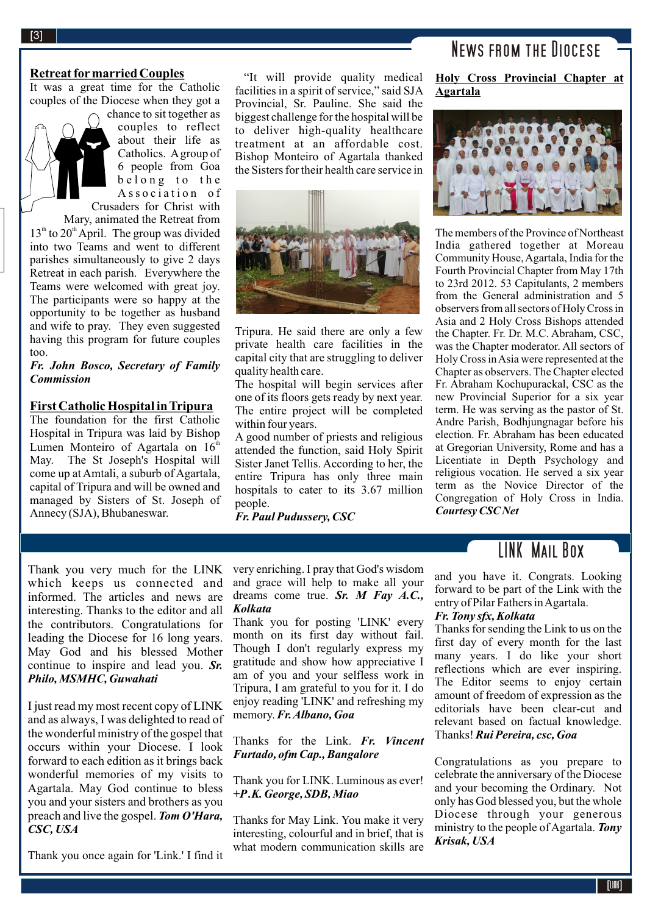# News from the Diocese

## Retreat for married Couples

It was a great time for the Catholic couples of the Diocese when they got a chance to sit together as couples to reflect about their life as Catholics. A group of 6 people from Goa belong to the Association of Crusaders for Christ with Mary, animated the Retreat from 13th to 20th April. The group was divided into two Teams and went to different parishes simultaneously to give 2 days Retreat in each parish. Everywhere the Teams were welcomed with great joy. The participants were so happy at the opportunity to be together as husband and wife to pray. They even suggested having this program for future couples too.

***Fr. John Bosco, Secretary of Family Commission***

## First Catholic Hospital in Tripura

The foundation for the first Catholic Hospital in Tripura was laid by Bishop Lumen Monteiro of Agartala on 16th May. The St Joseph's Hospital will come up at Amtali, a suburb of Agartala, capital of Tripura and will be owned and managed by Sisters of St. Joseph of Annecy (SJA), Bhubaneswar.

"It will provide quality medical facilities in a spirit of service," said SJA Provincial, Sr. Pauline. She said the biggest challenge for the hospital will be to deliver high-quality healthcare treatment at an affordable cost. Bishop Monteiro of Agartala thanked the Sisters for their health care service in Tripura. He said there are only a few private health care facilities in the capital city that are struggling to deliver quality health care.

The hospital will begin services after one of its floors gets ready by next year. The entire project will be completed within four years.

A good number of priests and religious attended the function, said Holy Spirit Sister Janet Tellis. According to her, the entire Tripura has only three main hospitals to cater to its 3.67 million people.

***Fr. Paul Pudussery, CSC***

## Holy Cross Provincial Chapter at Agartala

The members of the Province of Northeast India gathered together at Moreau Community House, Agartala, India for the Fourth Provincial Chapter from May 17th to 23rd 2012. 53 Capitulants, 2 members from the General administration and 5 observers from all sectors of Holy Cross in Asia and 2 Holy Cross Bishops attended the Chapter. Fr. Dr. M.C. Abraham, CSC, was the Chapter moderator. All sectors of Holy Cross in Asia were represented at the Chapter as observers. The Chapter elected Fr. Abraham Kochupurackal, CSC as the new Provincial Superior for a six year term. He was serving as the pastor of St. Andre Parish, Bodhjungnagar before his election. Fr. Abraham has been educated at Gregorian University, Rome and has a Licentiate in Depth Psychology and religious vocation. He served a six year term as the Novice Director of the Congregation of Holy Cross in India.

***Courtesy CSC Net***

# LINK Mail Box

Thank you very much for the LINK which keeps us connected and informed. The articles and news are interesting. Thanks to the editor and all the contributors. Congratulations for leading the Diocese for 16 long years. May God and his blessed Mother continue to inspire and lead you. ***Sr. Philo, MSMHC, Guwahati***

I just read my most recent copy of LINK and as always, I was delighted to read of the wonderful ministry of the gospel that occurs within your Diocese. I look forward to each edition as it brings back wonderful memories of my visits to Agartala. May God continue to bless you and your sisters and brothers as you preach and live the gospel. ***Tom O'Hara, CSC, USA***

Thank you once again for 'Link.' I find it very enriching. I pray that God's wisdom and grace will help to make all your dreams come true. ***Sr. M Fay A.C., Kolkata***

Thank you for posting 'LINK' every month on its first day without fail. Though I don't regularly express my gratitude and show how appreciative I am of you and your selfless work in Tripura, I am grateful to you for it. I do enjoy reading 'LINK' and refreshing my memory. ***Fr. Albano, Goa***

Thanks for the Link. ***Fr. Vincent Furtado, ofm Cap., Bangalore***

Thank you for LINK. Luminous as ever! ***+P.K. George, SDB, Miao***

Thanks for May Link. You make it very interesting, colourful and in brief, that is what modern communication skills are and you have it. Congrats. Looking forward to be part of the Link with the entry of Pilar Fathers in Agartala.

***Fr. Tony sfx, Kolkata***

Thanks for sending the Link to us on the first day of every month for the last many years. I do like your short reflections which are ever inspiring. The Editor seems to enjoy certain amount of freedom of expression as the editorials have been clear-cut and relevant based on factual knowledge. Thanks! ***Rui Pereira, csc, Goa***

Congratulations as you prepare to celebrate the anniversary of the Diocese and your becoming the Ordinary. Not only has God blessed you, but the whole Diocese through your generous ministry to the people of Agartala. ***Tony Krisak, USA***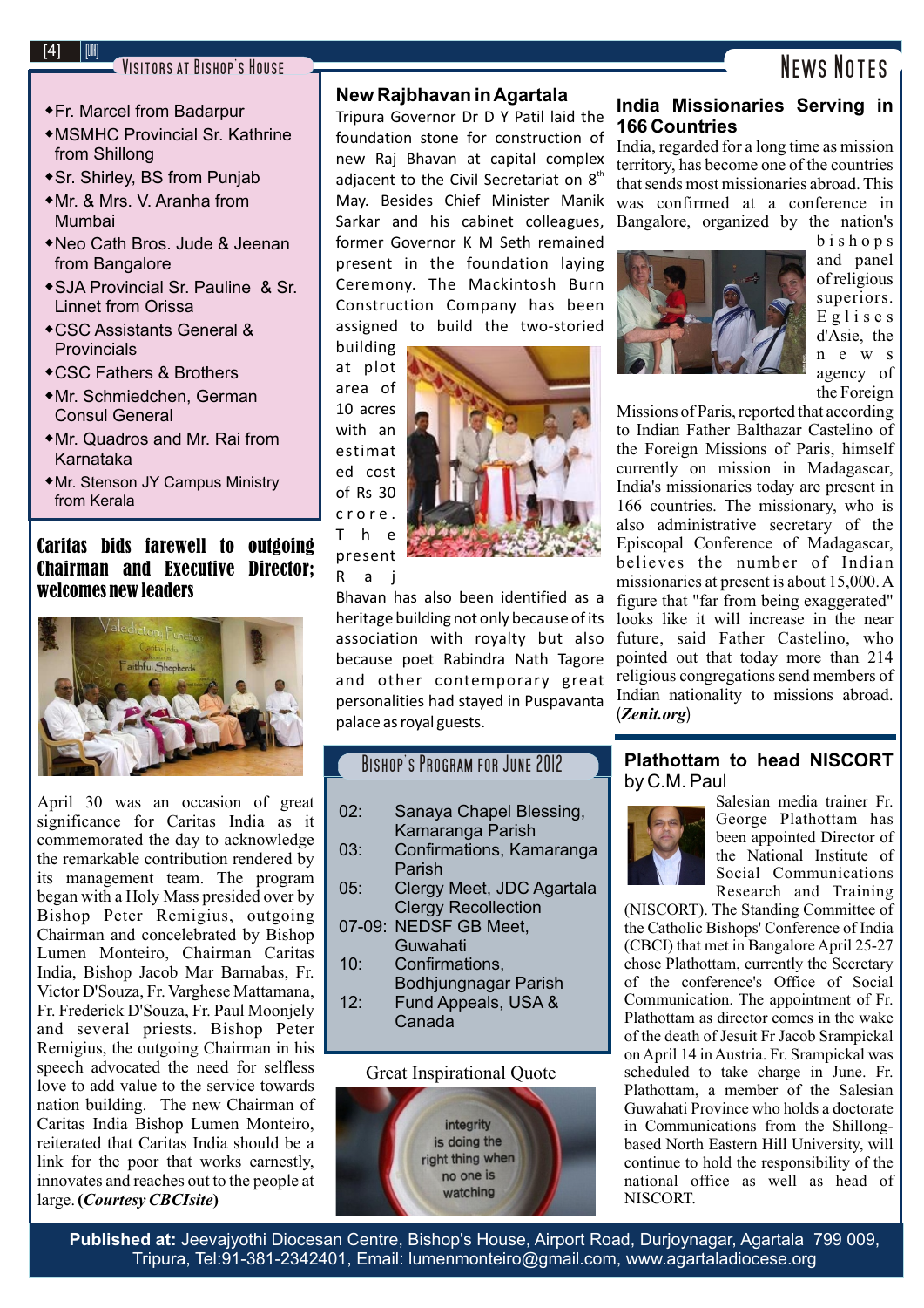## Visitors at Bishop's House

- Fr. Marcel from Badarpur
- MSMHC Provincial Sr. Kathrine from Shillong
- Sr. Shirley, BS from Punjab
- Mr. & Mrs. V. Aranha from Mumbai
- Neo Cath Bros. Jude & Jeenan from Bangalore
- SJA Provincial Sr. Pauline & Sr. Linnet from Orissa
- CSC Assistants General & Provincials
- CSC Fathers & Brothers
- Mr. Schmiedchen, German Consul General
- Mr. Quadros and Mr. Rai from Karnataka
- Mr. Stenson JY Campus Ministry from Kerala

## Caritas bids farewell to outgoing Chairman and Executive Director; welcomes new leaders

April 30 was an occasion of great significance for Caritas India as it commemorated the day to acknowledge the remarkable contribution rendered by its management team. The program began with a Holy Mass presided over by Bishop Peter Remigius, outgoing Chairman and concelebrated by Bishop Lumen Monteiro, Chairman Caritas India, Bishop Jacob Mar Barnabas, Fr. Victor D'Souza, Fr. Varghese Mattamana, Fr. Frederick D'Souza, Fr. Paul Moonjely and several priests. Bishop Peter Remigius, the outgoing Chairman in his speech advocated the need for selfless love to add value to the service towards nation building. The new Chairman of Caritas India Bishop Lumen Monteiro, reiterated that Caritas India should be a link for the poor that works earnestly, innovates and reaches out to the people at large. **(*Courtesy CBCIsite*)**

## News Notes

### New Rajbhavan in Agartala

Tripura Governor Dr D Y Patil laid the foundation stone for construction of new Raj Bhavan at capital complex adjacent to the Civil Secretariat on 8th May. Besides Chief Minister Manik Sarkar and his cabinet colleagues, former Governor K M Seth remained present in the foundation laying Ceremony. The Mackintosh Burn Construction Company has been assigned to build the two-storied building at plot area of 10 acres with an estimated cost of Rs 30 crore. The present Raj Bhavan has also been identified as a heritage building not only because of its association with royalty but also because poet Rabindra Nath Tagore and other contemporary great personalities had stayed in Puspavanta palace as royal guests.

### Bishop's Program for June 2012

| | |
|---|---|
| 02: | Sanaya Chapel Blessing, Kamaranga Parish |
| 03: | Confirmations, Kamaranga Parish |
| 05: | Clergy Meet, JDC Agartala Clergy Recollection |
| 07-09: | NEDSF GB Meet, Guwahati |
| 10: | Confirmations, Bodhjungnagar Parish |
| 12: | Fund Appeals, USA & Canada |

Great Inspirational Quote

integrity is doing the right thing when no one is watching

### India Missionaries Serving in 166 Countries

India, regarded for a long time as mission territory, has become one of the countries that sends most missionaries abroad. This was confirmed at a conference in Bangalore, organized by the nation's bishops and panel of religious superiors. Eglises d'Asie, the news agency of the Foreign Missions of Paris, reported that according to Indian Father Balthazar Castelino of the Foreign Missions of Paris, himself currently on mission in Madagascar, India's missionaries today are present in 166 countries. The missionary, who is also administrative secretary of the Episcopal Conference of Madagascar, believes the number of Indian missionaries at present is about 15,000. A figure that "far from being exaggerated" looks like it will increase in the near future, said Father Castelino, who pointed out that today more than 214 religious congregations send members of Indian nationality to missions abroad. (*Zenit.org*)

### Plathottam to head NISCORT

by C.M. Paul

Salesian media trainer Fr. George Plathottam has been appointed Director of the National Institute of Social Communications Research and Training (NISCORT). The Standing Committee of the Catholic Bishops' Conference of India (CBCI) that met in Bangalore April 25-27 chose Plathottam, currently the Secretary of the conference's Office of Social Communication. The appointment of Fr. Plathottam as director comes in the wake of the death of Jesuit Fr Jacob Srampickal on April 14 in Austria. Fr. Srampickal was scheduled to take charge in June. Fr. Plathottam, a member of the Salesian Guwahati Province who holds a doctorate in Communications from the Shillong-based North Eastern Hill University, will continue to hold the responsibility of the national office as well as head of NISCORT.

**Published at:** Jeevajyothi Diocesan Centre, Bishop's House, Airport Road, Durjoynagar, Agartala 799 009, Tripura, Tel:91-381-2342401, Email: lumenmonteiro@gmail.com, www.agartaladiocese.org